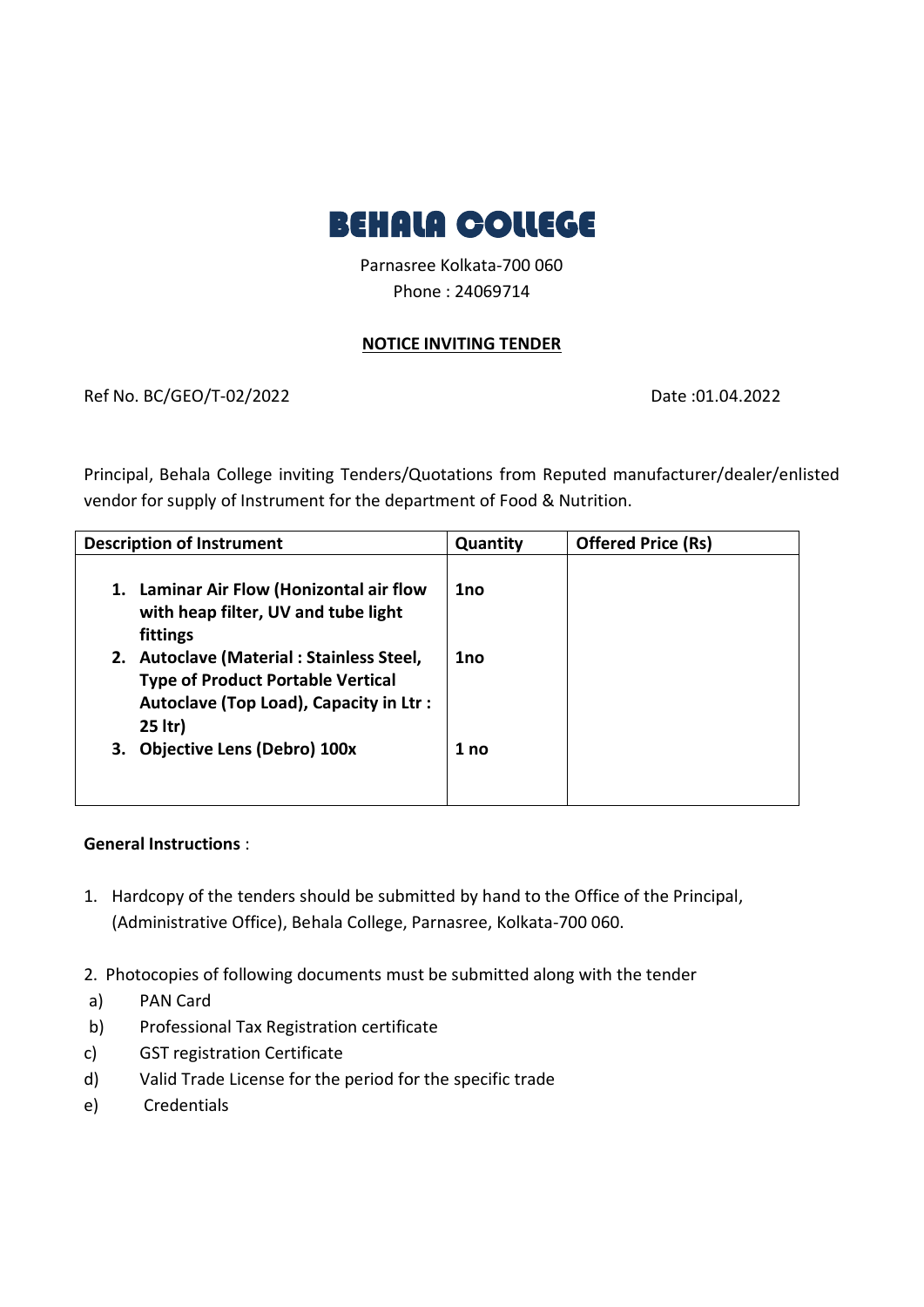# BEHALA COLLEGE

Parnasree Kolkata-700 060

Phone : 24069714

## NOTICE INVITING TENDER

Ref No. BC/GEO/T-02/2022

Date :01.04.2022

Principal, Behala College inviting Tenders/Quotations from Reputed manufacturer/dealer/enlisted vendor for supply of Instrument for the department of Food & Nutrition.

| Description of Instrument | Quantity | Offered Price (Rs) |
|---|---|---|
| **1. Laminar Air Flow (Honizontal air flow with heap filter, UV and tube light fittings** | **1no** | |
| **2. Autoclave (Material : Stainless Steel, Type of Product Portable Vertical Autoclave (Top Load), Capacity in Ltr : 25 ltr)** | **1no** | |
| **3. Objective Lens (Debro) 100x** | **1 no** | |

**General Instructions** :

1. Hardcopy of the tenders should be submitted by hand to the Office of the Principal, (Administrative Office), Behala College, Parnasree, Kolkata-700 060.

2. Photocopies of following documents must be submitted along with the tender

a) PAN Card

b) Professional Tax Registration certificate

c) GST registration Certificate

d) Valid Trade License for the period for the specific trade

e) Credentials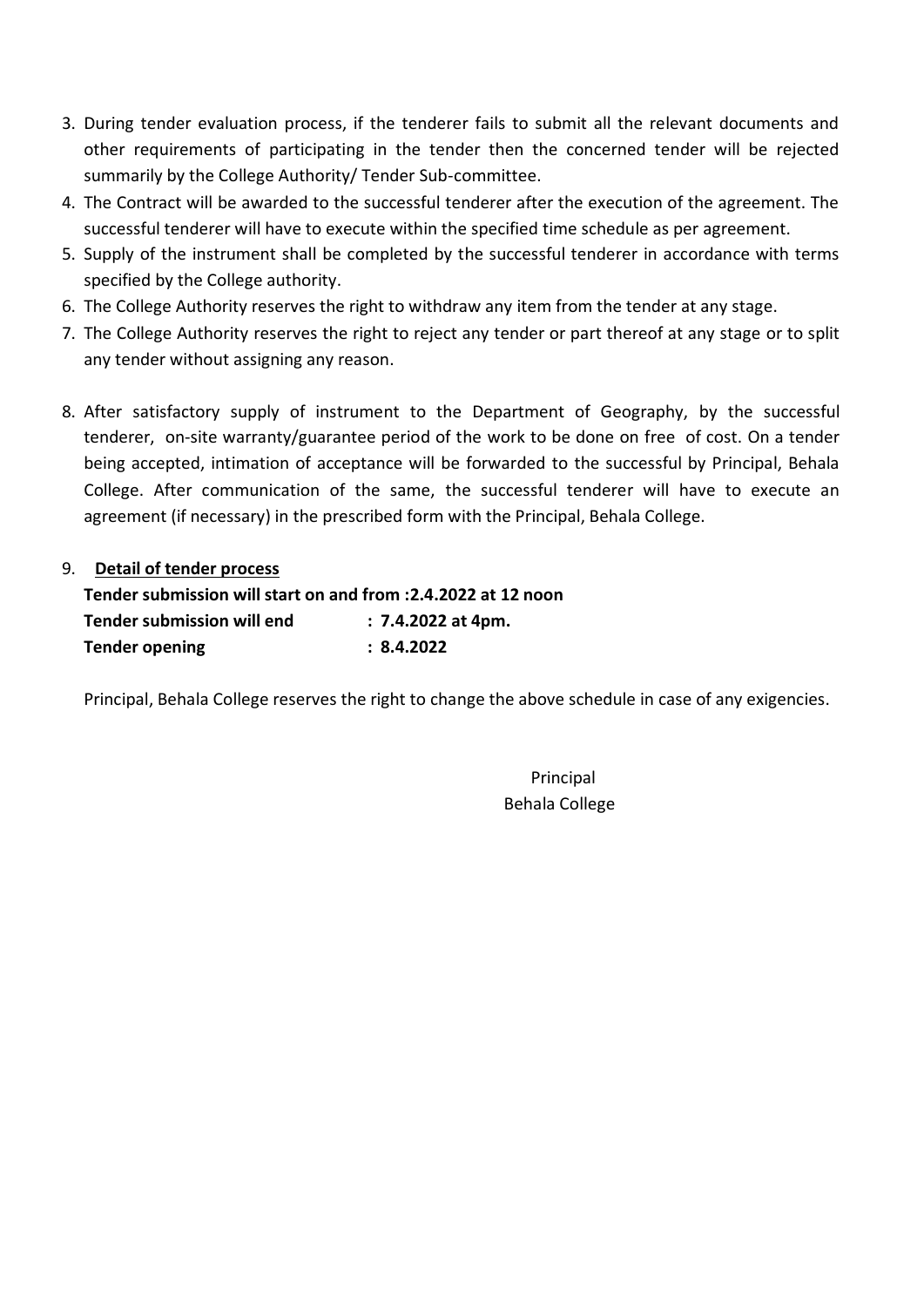3. During tender evaluation process, if the tenderer fails to submit all the relevant documents and other requirements of participating in the tender then the concerned tender will be rejected summarily by the College Authority/ Tender Sub-committee.
4. The Contract will be awarded to the successful tenderer after the execution of the agreement. The successful tenderer will have to execute within the specified time schedule as per agreement.
5. Supply of the instrument shall be completed by the successful tenderer in accordance with terms specified by the College authority.
6. The College Authority reserves the right to withdraw any item from the tender at any stage.
7. The College Authority reserves the right to reject any tender or part thereof at any stage or to split any tender without assigning any reason.
8. After satisfactory supply of instrument to the Department of Geography, by the successful tenderer, on-site warranty/guarantee period of the work to be done on free of cost. On a tender being accepted, intimation of acceptance will be forwarded to the successful by Principal, Behala College. After communication of the same, the successful tenderer will have to execute an agreement (if necessary) in the prescribed form with the Principal, Behala College.
9. **Detail of tender process**

   **Tender submission will start on and from :2.4.2022 at 12 noon**
   **Tender submission will end : 7.4.2022 at 4pm.**
   **Tender opening : 8.4.2022**

   Principal, Behala College reserves the right to change the above schedule in case of any exigencies.

Principal
Behala College